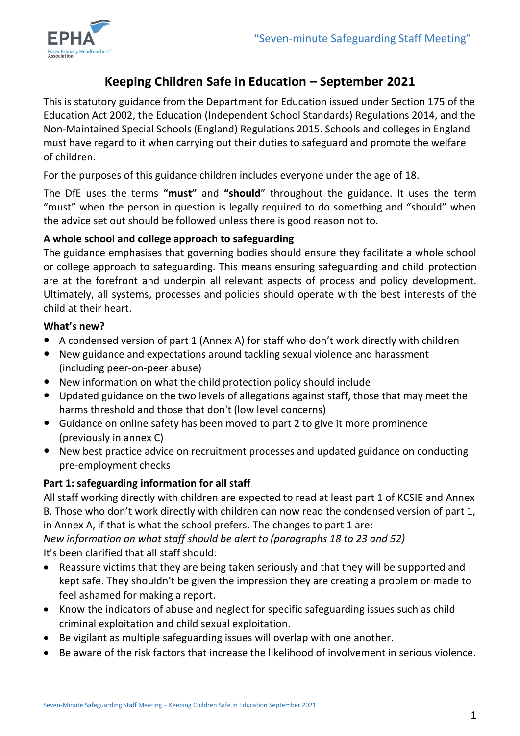# Keeping Children Safe in Education – September 2021

This is statutory guidance from the Department for Education issued under Section 175 of the Education Act 2002, the Education (Independent School Standards) Regulations 2014, and the Non-Maintained Special Schools (England) Regulations 2015. Schools and colleges in England must have regard to it when carrying out their duties to safeguard and promote the welfare of children.

For the purposes of this guidance children includes everyone under the age of 18.

The DfE uses the terms **"must"** and **"should"** throughout the guidance. It uses the term "must" when the person in question is legally required to do something and "should" when the advice set out should be followed unless there is good reason not to.

### A whole school and college approach to safeguarding

The guidance emphasises that governing bodies should ensure they facilitate a whole school or college approach to safeguarding. This means ensuring safeguarding and child protection are at the forefront and underpin all relevant aspects of process and policy development. Ultimately, all systems, processes and policies should operate with the best interests of the child at their heart.

### What's new?

- A condensed version of part 1 (Annex A) for staff who don't work directly with children
- New guidance and expectations around tackling sexual violence and harassment (including peer-on-peer abuse)
- New information on what the child protection policy should include
- Updated guidance on the two levels of allegations against staff, those that may meet the harms threshold and those that don't (low level concerns)
- Guidance on online safety has been moved to part 2 to give it more prominence (previously in annex C)
- New best practice advice on recruitment processes and updated guidance on conducting pre-employment checks

### Part 1: safeguarding information for all staff

All staff working directly with children are expected to read at least part 1 of KCSIE and Annex B. Those who don't work directly with children can now read the condensed version of part 1, in Annex A, if that is what the school prefers. The changes to part 1 are:

*New information on what staff should be alert to (paragraphs 18 to 23 and 52)*

It's been clarified that all staff should:

- Reassure victims that they are being taken seriously and that they will be supported and kept safe. They shouldn't be given the impression they are creating a problem or made to feel ashamed for making a report.
- Know the indicators of abuse and neglect for specific safeguarding issues such as child criminal exploitation and child sexual exploitation.
- Be vigilant as multiple safeguarding issues will overlap with one another.
- Be aware of the risk factors that increase the likelihood of involvement in serious violence.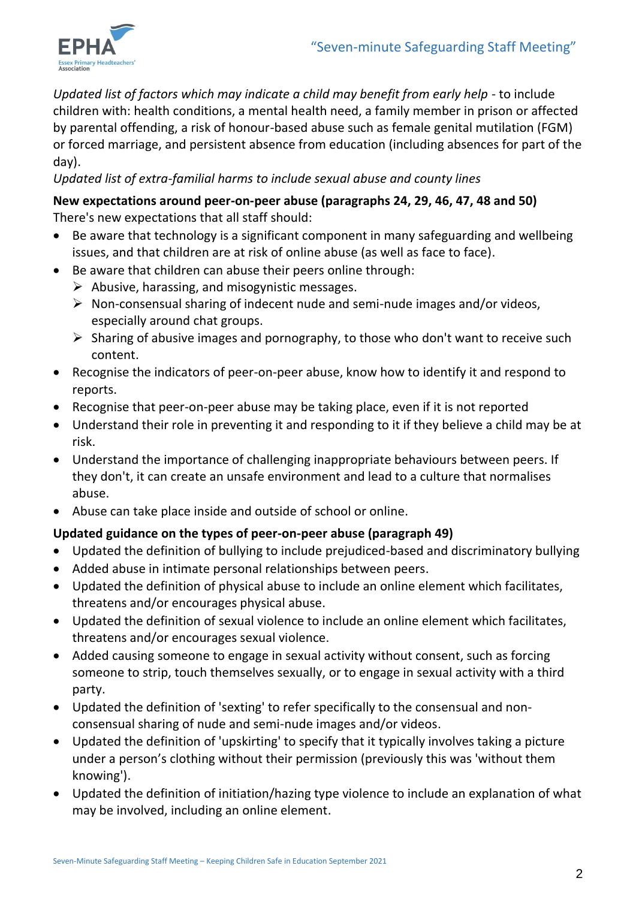*Updated list of factors which may indicate a child may benefit from early help* - to include children with: health conditions, a mental health need, a family member in prison or affected by parental offending, a risk of honour-based abuse such as female genital mutilation (FGM) or forced marriage, and persistent absence from education (including absences for part of the day).

*Updated list of extra-familial harms to include sexual abuse and county lines*

**New expectations around peer-on-peer abuse (paragraphs 24, 29, 46, 47, 48 and 50)**

There's new expectations that all staff should:

- Be aware that technology is a significant component in many safeguarding and wellbeing issues, and that children are at risk of online abuse (as well as face to face).
- Be aware that children can abuse their peers online through:
  - Abusive, harassing, and misogynistic messages.
  - Non-consensual sharing of indecent nude and semi-nude images and/or videos, especially around chat groups.
  - Sharing of abusive images and pornography, to those who don't want to receive such content.
- Recognise the indicators of peer-on-peer abuse, know how to identify it and respond to reports.
- Recognise that peer-on-peer abuse may be taking place, even if it is not reported
- Understand their role in preventing it and responding to it if they believe a child may be at risk.
- Understand the importance of challenging inappropriate behaviours between peers. If they don't, it can create an unsafe environment and lead to a culture that normalises abuse.
- Abuse can take place inside and outside of school or online.

**Updated guidance on the types of peer-on-peer abuse (paragraph 49)**

- Updated the definition of bullying to include prejudiced-based and discriminatory bullying
- Added abuse in intimate personal relationships between peers.
- Updated the definition of physical abuse to include an online element which facilitates, threatens and/or encourages physical abuse.
- Updated the definition of sexual violence to include an online element which facilitates, threatens and/or encourages sexual violence.
- Added causing someone to engage in sexual activity without consent, such as forcing someone to strip, touch themselves sexually, or to engage in sexual activity with a third party.
- Updated the definition of 'sexting' to refer specifically to the consensual and non-consensual sharing of nude and semi-nude images and/or videos.
- Updated the definition of 'upskirting' to specify that it typically involves taking a picture under a person's clothing without their permission (previously this was 'without them knowing').
- Updated the definition of initiation/hazing type violence to include an explanation of what may be involved, including an online element.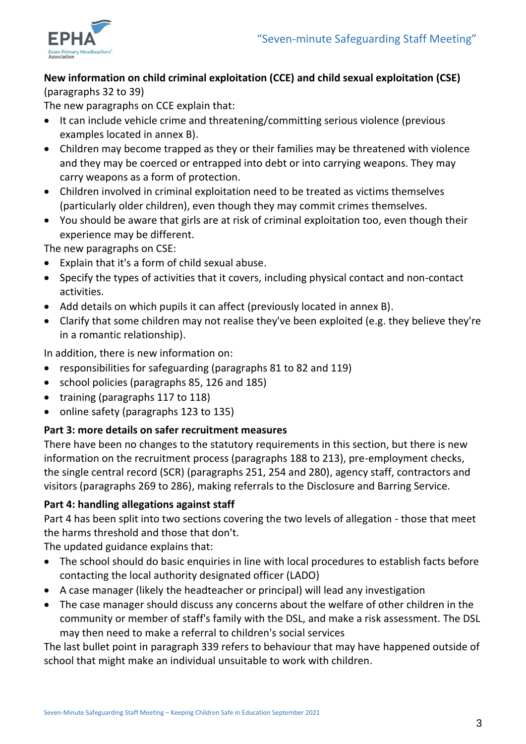**New information on child criminal exploitation (CCE) and child sexual exploitation (CSE)** (paragraphs 32 to 39)

The new paragraphs on CCE explain that:

- It can include vehicle crime and threatening/committing serious violence (previous examples located in annex B).
- Children may become trapped as they or their families may be threatened with violence and they may be coerced or entrapped into debt or into carrying weapons. They may carry weapons as a form of protection.
- Children involved in criminal exploitation need to be treated as victims themselves (particularly older children), even though they may commit crimes themselves.
- You should be aware that girls are at risk of criminal exploitation too, even though their experience may be different.

The new paragraphs on CSE:

- Explain that it's a form of child sexual abuse.
- Specify the types of activities that it covers, including physical contact and non-contact activities.
- Add details on which pupils it can affect (previously located in annex B).
- Clarify that some children may not realise they've been exploited (e.g. they believe they're in a romantic relationship).

In addition, there is new information on:

- responsibilities for safeguarding (paragraphs 81 to 82 and 119)
- school policies (paragraphs 85, 126 and 185)
- training (paragraphs 117 to 118)
- online safety (paragraphs 123 to 135)

**Part 3: more details on safer recruitment measures**

There have been no changes to the statutory requirements in this section, but there is new information on the recruitment process (paragraphs 188 to 213), pre-employment checks, the single central record (SCR) (paragraphs 251, 254 and 280), agency staff, contractors and visitors (paragraphs 269 to 286), making referrals to the Disclosure and Barring Service.

**Part 4: handling allegations against staff**

Part 4 has been split into two sections covering the two levels of allegation - those that meet the harms threshold and those that don't.

The updated guidance explains that:

- The school should do basic enquiries in line with local procedures to establish facts before contacting the local authority designated officer (LADO)
- A case manager (likely the headteacher or principal) will lead any investigation
- The case manager should discuss any concerns about the welfare of other children in the community or member of staff's family with the DSL, and make a risk assessment. The DSL may then need to make a referral to children's social services

The last bullet point in paragraph 339 refers to behaviour that may have happened outside of school that might make an individual unsuitable to work with children.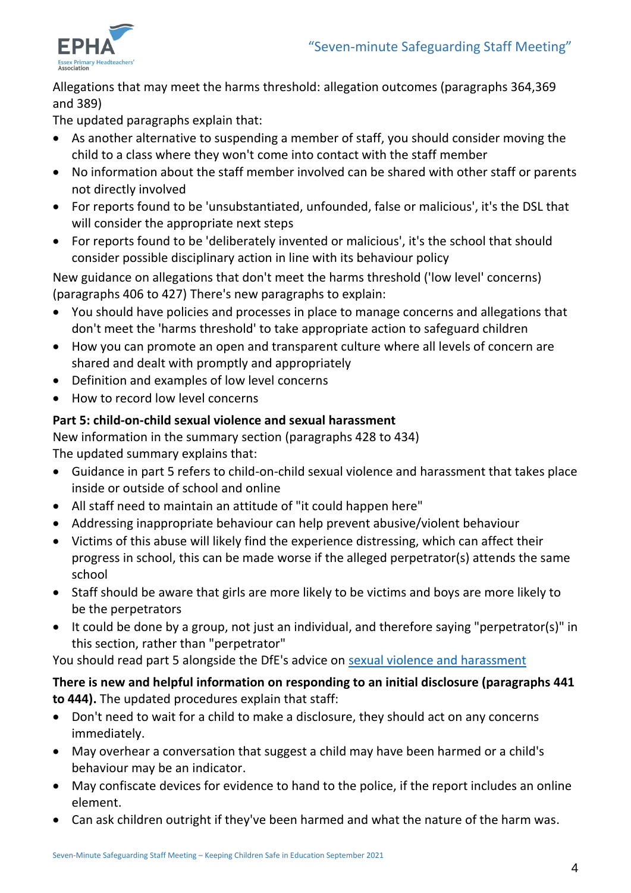Allegations that may meet the harms threshold: allegation outcomes (paragraphs 364,369 and 389)

The updated paragraphs explain that:

- As another alternative to suspending a member of staff, you should consider moving the child to a class where they won't come into contact with the staff member
- No information about the staff member involved can be shared with other staff or parents not directly involved
- For reports found to be 'unsubstantiated, unfounded, false or malicious', it's the DSL that will consider the appropriate next steps
- For reports found to be 'deliberately invented or malicious', it's the school that should consider possible disciplinary action in line with its behaviour policy

New guidance on allegations that don't meet the harms threshold ('low level' concerns) (paragraphs 406 to 427) There's new paragraphs to explain:

- You should have policies and processes in place to manage concerns and allegations that don't meet the 'harms threshold' to take appropriate action to safeguard children
- How you can promote an open and transparent culture where all levels of concern are shared and dealt with promptly and appropriately
- Definition and examples of low level concerns
- How to record low level concerns

**Part 5: child-on-child sexual violence and sexual harassment**

New information in the summary section (paragraphs 428 to 434)

The updated summary explains that:

- Guidance in part 5 refers to child-on-child sexual violence and harassment that takes place inside or outside of school and online
- All staff need to maintain an attitude of "it could happen here"
- Addressing inappropriate behaviour can help prevent abusive/violent behaviour
- Victims of this abuse will likely find the experience distressing, which can affect their progress in school, this can be made worse if the alleged perpetrator(s) attends the same school
- Staff should be aware that girls are more likely to be victims and boys are more likely to be the perpetrators
- It could be done by a group, not just an individual, and therefore saying "perpetrator(s)" in this section, rather than "perpetrator"

You should read part 5 alongside the DfE's advice on [sexual violence and harassment]

**There is new and helpful information on responding to an initial disclosure (paragraphs 441 to 444).** The updated procedures explain that staff:

- Don't need to wait for a child to make a disclosure, they should act on any concerns immediately.
- May overhear a conversation that suggest a child may have been harmed or a child's behaviour may be an indicator.
- May confiscate devices for evidence to hand to the police, if the report includes an online element.
- Can ask children outright if they've been harmed and what the nature of the harm was.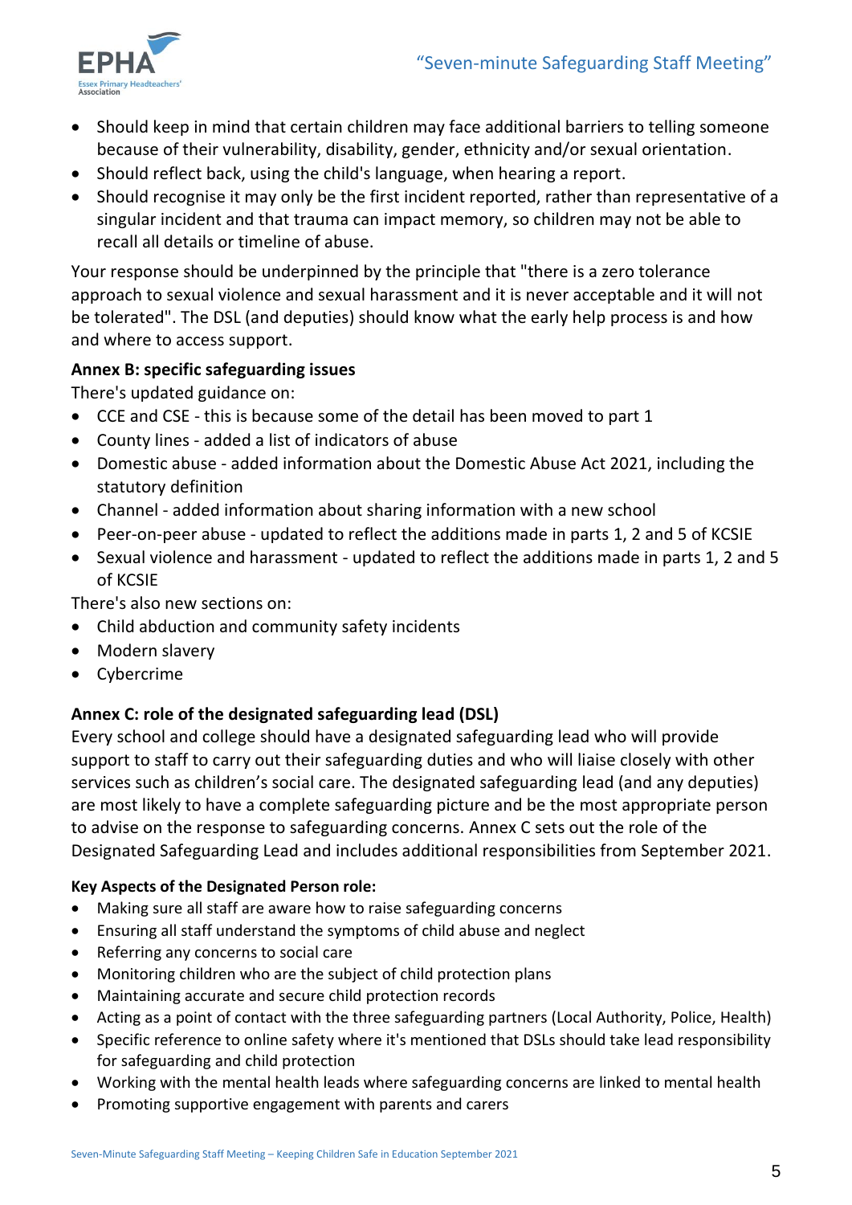- Should keep in mind that certain children may face additional barriers to telling someone because of their vulnerability, disability, gender, ethnicity and/or sexual orientation.
- Should reflect back, using the child's language, when hearing a report.
- Should recognise it may only be the first incident reported, rather than representative of a singular incident and that trauma can impact memory, so children may not be able to recall all details or timeline of abuse.

Your response should be underpinned by the principle that "there is a zero tolerance approach to sexual violence and sexual harassment and it is never acceptable and it will not be tolerated". The DSL (and deputies) should know what the early help process is and how and where to access support.

**Annex B: specific safeguarding issues**

There's updated guidance on:

- CCE and CSE - this is because some of the detail has been moved to part 1
- County lines - added a list of indicators of abuse
- Domestic abuse - added information about the Domestic Abuse Act 2021, including the statutory definition
- Channel - added information about sharing information with a new school
- Peer-on-peer abuse - updated to reflect the additions made in parts 1, 2 and 5 of KCSIE
- Sexual violence and harassment - updated to reflect the additions made in parts 1, 2 and 5 of KCSIE

There's also new sections on:

- Child abduction and community safety incidents
- Modern slavery
- Cybercrime

**Annex C: role of the designated safeguarding lead (DSL)**

Every school and college should have a designated safeguarding lead who will provide support to staff to carry out their safeguarding duties and who will liaise closely with other services such as children's social care. The designated safeguarding lead (and any deputies) are most likely to have a complete safeguarding picture and be the most appropriate person to advise on the response to safeguarding concerns. Annex C sets out the role of the Designated Safeguarding Lead and includes additional responsibilities from September 2021.

**Key Aspects of the Designated Person role:**

- Making sure all staff are aware how to raise safeguarding concerns
- Ensuring all staff understand the symptoms of child abuse and neglect
- Referring any concerns to social care
- Monitoring children who are the subject of child protection plans
- Maintaining accurate and secure child protection records
- Acting as a point of contact with the three safeguarding partners (Local Authority, Police, Health)
- Specific reference to online safety where it's mentioned that DSLs should take lead responsibility for safeguarding and child protection
- Working with the mental health leads where safeguarding concerns are linked to mental health
- Promoting supportive engagement with parents and carers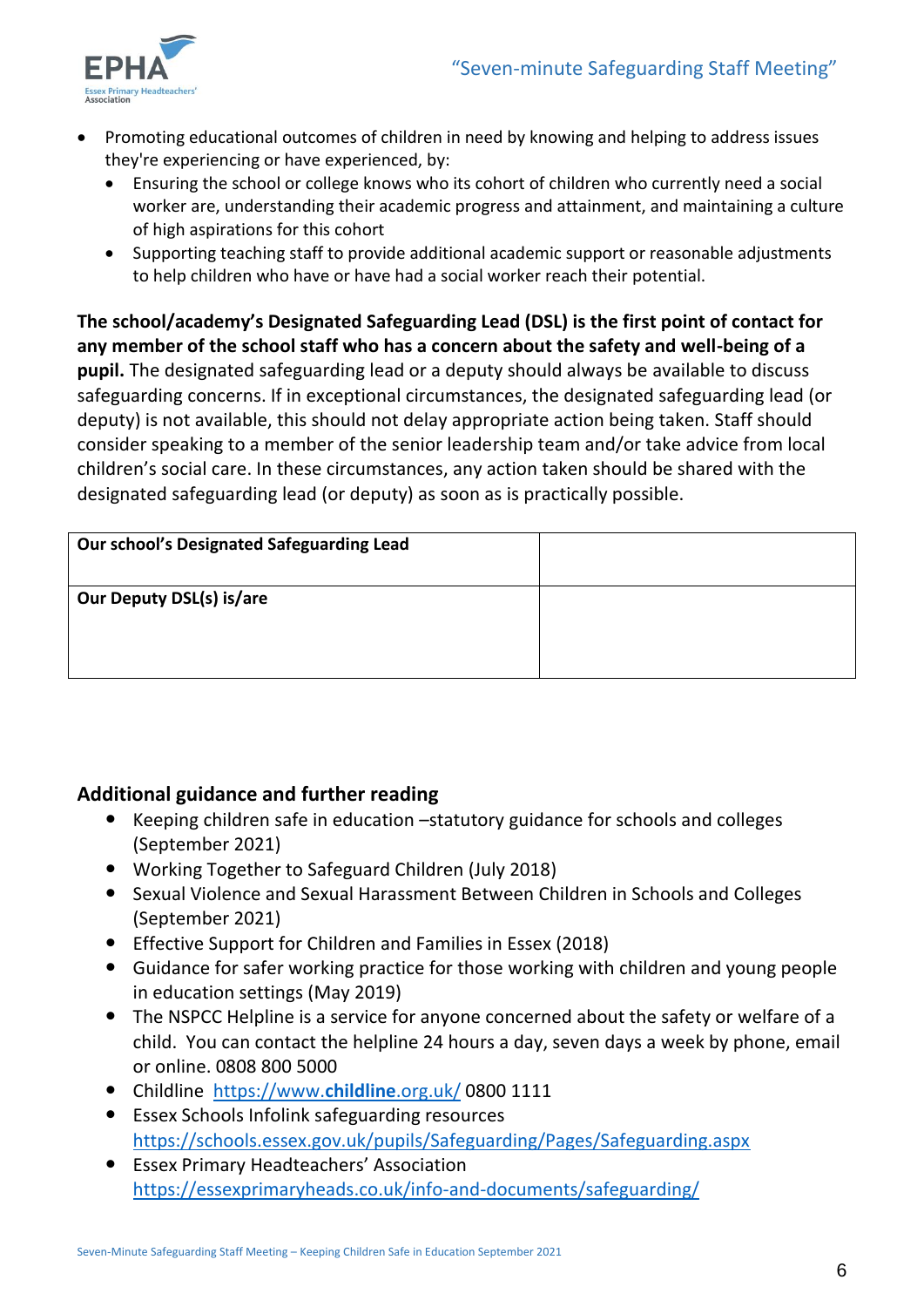- Promoting educational outcomes of children in need by knowing and helping to address issues they're experiencing or have experienced, by:
  - Ensuring the school or college knows who its cohort of children who currently need a social worker are, understanding their academic progress and attainment, and maintaining a culture of high aspirations for this cohort
  - Supporting teaching staff to provide additional academic support or reasonable adjustments to help children who have or have had a social worker reach their potential.

**The school/academy's Designated Safeguarding Lead (DSL) is the first point of contact for any member of the school staff who has a concern about the safety and well-being of a pupil.** The designated safeguarding lead or a deputy should always be available to discuss safeguarding concerns. If in exceptional circumstances, the designated safeguarding lead (or deputy) is not available, this should not delay appropriate action being taken. Staff should consider speaking to a member of the senior leadership team and/or take advice from local children's social care. In these circumstances, any action taken should be shared with the designated safeguarding lead (or deputy) as soon as is practically possible.

| | |
|---|---|
| **Our school's Designated Safeguarding Lead** | |
| **Our Deputy DSL(s) is/are** | |

## Additional guidance and further reading

- Keeping children safe in education –statutory guidance for schools and colleges (September 2021)
- Working Together to Safeguard Children (July 2018)
- Sexual Violence and Sexual Harassment Between Children in Schools and Colleges (September 2021)
- Effective Support for Children and Families in Essex (2018)
- Guidance for safer working practice for those working with children and young people in education settings (May 2019)
- The NSPCC Helpline is a service for anyone concerned about the safety or welfare of a child. You can contact the helpline 24 hours a day, seven days a week by phone, email or online. 0808 800 5000
- Childline https://www.childline.org.uk/ 0800 1111
- Essex Schools Infolink safeguarding resources https://schools.essex.gov.uk/pupils/Safeguarding/Pages/Safeguarding.aspx
- Essex Primary Headteachers' Association https://essexprimaryheads.co.uk/info-and-documents/safeguarding/